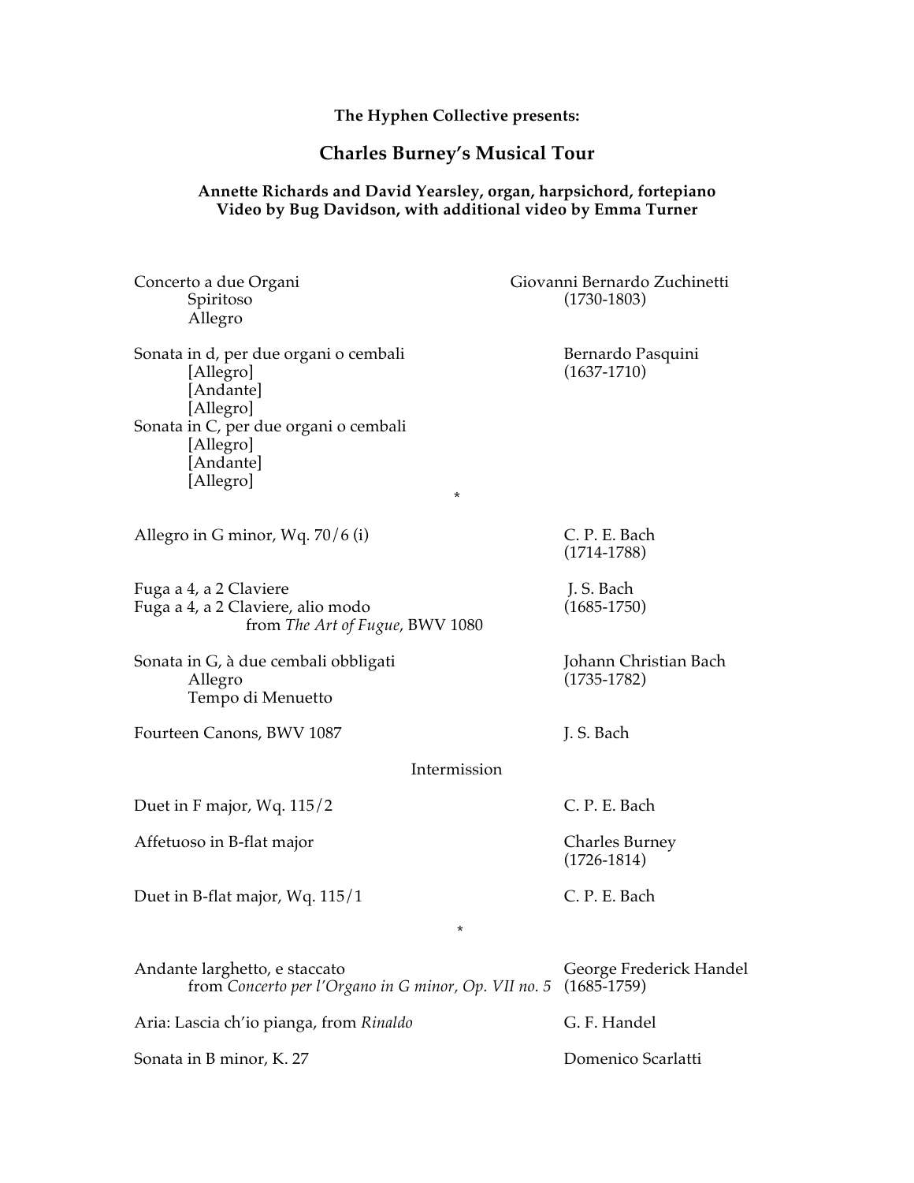**The Hyphen Collective presents:**

## Charles Burney's Musical Tour

**Annette Richards and David Yearsley, organ, harpsichord, fortepiano**
**Video by Bug Davidson, with additional video by Emma Turner**

Concerto a due Organi — Giovanni Bernardo Zuchinetti (1730-1803)
- Spiritoso
- Allegro

Sonata in d, per due organi o cembali — Bernardo Pasquini (1637-1710)
- [Allegro]
- [Andante]
- [Allegro]

Sonata in C, per due organi o cembali
- [Allegro]
- [Andante]
- [Allegro]

*

Allegro in G minor, Wq. 70/6 (i) — C. P. E. Bach (1714-1788)

Fuga a 4, a 2 Claviere — J. S. Bach (1685-1750)
Fuga a 4, a 2 Claviere, alio modo
from *The Art of Fugue*, BWV 1080

Sonata in G, à due cembali obbligati — Johann Christian Bach (1735-1782)
- Allegro
- Tempo di Menuetto

Fourteen Canons, BWV 1087 — J. S. Bach

Intermission

Duet in F major, Wq. 115/2 — C. P. E. Bach

Affetuoso in B-flat major — Charles Burney (1726-1814)

Duet in B-flat major, Wq. 115/1 — C. P. E. Bach

*

Andante larghetto, e staccato — George Frederick Handel (1685-1759)
from *Concerto per l'Organo in G minor, Op. VII no. 5*

Aria: Lascia ch'io pianga, from *Rinaldo* — G. F. Handel

Sonata in B minor, K. 27 — Domenico Scarlatti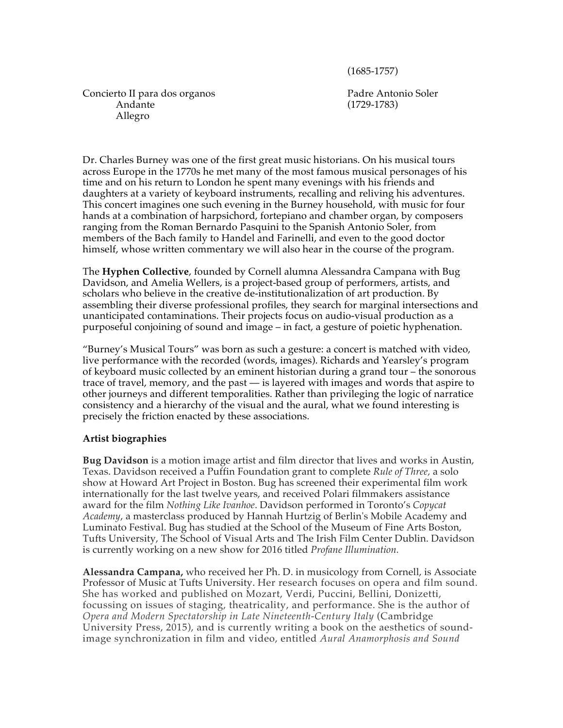(1685-1757)

Concierto II para dos organos — Padre Antonio Soler (1729-1783)

Andante

Allegro

Dr. Charles Burney was one of the first great music historians. On his musical tours across Europe in the 1770s he met many of the most famous musical personages of his time and on his return to London he spent many evenings with his friends and daughters at a variety of keyboard instruments, recalling and reliving his adventures. This concert imagines one such evening in the Burney household, with music for four hands at a combination of harpsichord, fortepiano and chamber organ, by composers ranging from the Roman Bernardo Pasquini to the Spanish Antonio Soler, from members of the Bach family to Handel and Farinelli, and even to the good doctor himself, whose written commentary we will also hear in the course of the program.

The **Hyphen Collective**, founded by Cornell alumna Alessandra Campana with Bug Davidson, and Amelia Wellers, is a project-based group of performers, artists, and scholars who believe in the creative de-institutionalization of art production. By assembling their diverse professional profiles, they search for marginal intersections and unanticipated contaminations. Their projects focus on audio-visual production as a purposeful conjoining of sound and image – in fact, a gesture of poietic hyphenation.

"Burney's Musical Tours" was born as such a gesture: a concert is matched with video, live performance with the recorded (words, images). Richards and Yearsley's program of keyboard music collected by an eminent historian during a grand tour – the sonorous trace of travel, memory, and the past — is layered with images and words that aspire to other journeys and different temporalities. Rather than privileging the logic of narratice consistency and a hierarchy of the visual and the aural, what we found interesting is precisely the friction enacted by these associations.

**Artist biographies**

**Bug Davidson** is a motion image artist and film director that lives and works in Austin, Texas. Davidson received a Puffin Foundation grant to complete *Rule of Three,* a solo show at Howard Art Project in Boston. Bug has screened their experimental film work internationally for the last twelve years, and received Polari filmmakers assistance award for the film *Nothing Like Ivanhoe*. Davidson performed in Toronto's *Copycat Academy*, a masterclass produced by Hannah Hurtzig of Berlin's Mobile Academy and Luminato Festival. Bug has studied at the School of the Museum of Fine Arts Boston, Tufts University, The School of Visual Arts and The Irish Film Center Dublin. Davidson is currently working on a new show for 2016 titled *Profane Illumination.*

**Alessandra Campana,** who received her Ph. D. in musicology from Cornell, is Associate Professor of Music at Tufts University. Her research focuses on opera and film sound. She has worked and published on Mozart, Verdi, Puccini, Bellini, Donizetti, focussing on issues of staging, theatricality, and performance. She is the author of *Opera and Modern Spectatorship in Late Nineteenth-Century Italy* (Cambridge University Press, 2015), and is currently writing a book on the aesthetics of sound-image synchronization in film and video, entitled *Aural Anamorphosis and Sound*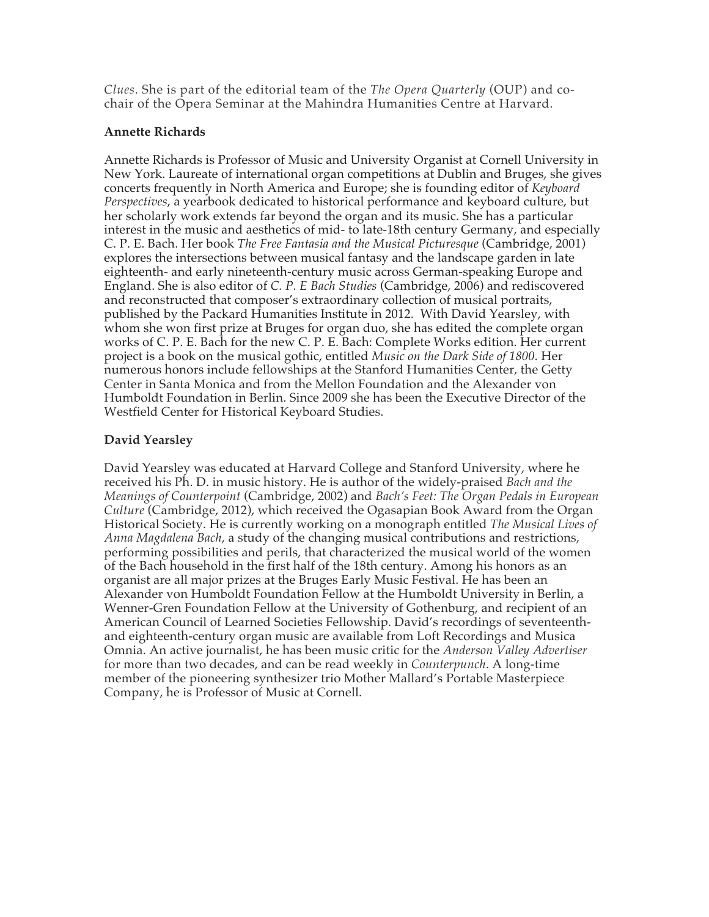*Clues*. She is part of the editorial team of the *The Opera Quarterly* (OUP) and co-chair of the Opera Seminar at the Mahindra Humanities Centre at Harvard.

**Annette Richards**

Annette Richards is Professor of Music and University Organist at Cornell University in New York. Laureate of international organ competitions at Dublin and Bruges, she gives concerts frequently in North America and Europe; she is founding editor of *Keyboard Perspectives*, a yearbook dedicated to historical performance and keyboard culture, but her scholarly work extends far beyond the organ and its music. She has a particular interest in the music and aesthetics of mid- to late-18th century Germany, and especially C. P. E. Bach. Her book *The Free Fantasia and the Musical Picturesque* (Cambridge, 2001) explores the intersections between musical fantasy and the landscape garden in late eighteenth- and early nineteenth-century music across German-speaking Europe and England. She is also editor of *C. P. E Bach Studies* (Cambridge, 2006) and rediscovered and reconstructed that composer's extraordinary collection of musical portraits, published by the Packard Humanities Institute in 2012. With David Yearsley, with whom she won first prize at Bruges for organ duo, she has edited the complete organ works of C. P. E. Bach for the new C. P. E. Bach: Complete Works edition. Her current project is a book on the musical gothic, entitled *Music on the Dark Side of 1800*. Her numerous honors include fellowships at the Stanford Humanities Center, the Getty Center in Santa Monica and from the Mellon Foundation and the Alexander von Humboldt Foundation in Berlin. Since 2009 she has been the Executive Director of the Westfield Center for Historical Keyboard Studies.

**David Yearsley**

David Yearsley was educated at Harvard College and Stanford University, where he received his Ph. D. in music history. He is author of the widely-praised *Bach and the Meanings of Counterpoint* (Cambridge, 2002) and *Bach's Feet: The Organ Pedals in European Culture* (Cambridge, 2012), which received the Ogasapian Book Award from the Organ Historical Society. He is currently working on a monograph entitled *The Musical Lives of Anna Magdalena Bach*, a study of the changing musical contributions and restrictions, performing possibilities and perils, that characterized the musical world of the women of the Bach household in the first half of the 18th century. Among his honors as an organist are all major prizes at the Bruges Early Music Festival. He has been an Alexander von Humboldt Foundation Fellow at the Humboldt University in Berlin, a Wenner-Gren Foundation Fellow at the University of Gothenburg, and recipient of an American Council of Learned Societies Fellowship. David's recordings of seventeenth- and eighteenth-century organ music are available from Loft Recordings and Musica Omnia. An active journalist, he has been music critic for the *Anderson Valley Advertiser* for more than two decades, and can be read weekly in *Counterpunch*. A long-time member of the pioneering synthesizer trio Mother Mallard's Portable Masterpiece Company, he is Professor of Music at Cornell.